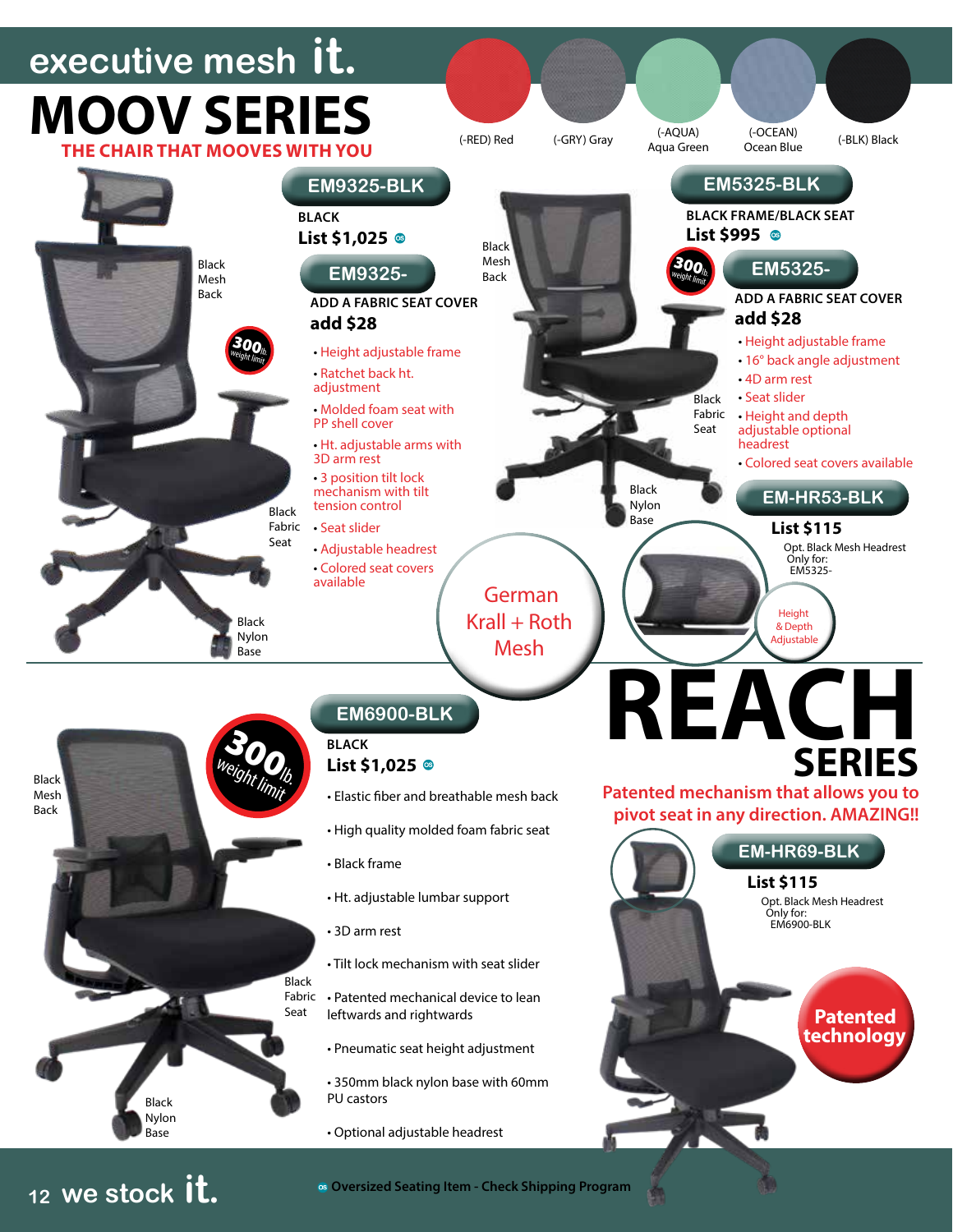executive mesh **it.**

# MOOV SERIES

**THE CHAIR THAT MOOVES WITH YOU**

(-RED) Red | (-GRY) Gray | (-AQUA) Aqua Green | (-OCEAN) Ocean Blue | (-BLK) Black

## EM9325-BLK

**BLACK**

**List $1,025**

### EM9325-

**ADD A FABRIC SEAT COVER**

**add $28**

Black Mesh Back

300lb. weight limit

Black Fabric Seat

Black Nylon Base

- Height adjustable frame
- Ratchet back ht. adjustment
- Molded foam seat with PP shell cover
- Ht. adjustable arms with 3D arm rest
- 3 position tilt lock mechanism with tilt tension control
- Seat slider
- Adjustable headrest
- Colored seat covers available

German Krall + Roth Mesh

## EM5325-BLK

**BLACK FRAME/BLACK SEAT**

**List $995**

300lb. weight limit

### EM5325-

**ADD A FABRIC SEAT COVER**

**add $28**

Black Mesh Back

Black Fabric Seat

Black Nylon Base

- Height adjustable frame
- 16° back angle adjustment
- 4D arm rest
- Seat slider
- Height and depth adjustable optional headrest
- Colored seat covers available

## EM-HR53-BLK

**List $115**

Opt. Black Mesh Headrest Only for: EM5325-

Height & Depth Adjustable

# REACH SERIES

**Patented mechanism that allows you to pivot seat in any direction. AMAZING!!**

## EM6900-BLK

**BLACK**

**List $1,025**

300lb. weight limit

Black Mesh Back

Black Fabric Seat

Black Nylon Base

- Elastic fiber and breathable mesh back
- High quality molded foam fabric seat
- Black frame
- Ht. adjustable lumbar support
- 3D arm rest
- Tilt lock mechanism with seat slider
- Patented mechanical device to lean leftwards and rightwards
- Pneumatic seat height adjustment
- 350mm black nylon base with 60mm PU castors
- Optional adjustable headrest

## EM-HR69-BLK

**List $115**

Opt. Black Mesh Headrest Only for: EM6900-BLK

**Patented technology**

we stock **it.**

**OS Oversized Seating Item - Check Shipping Program**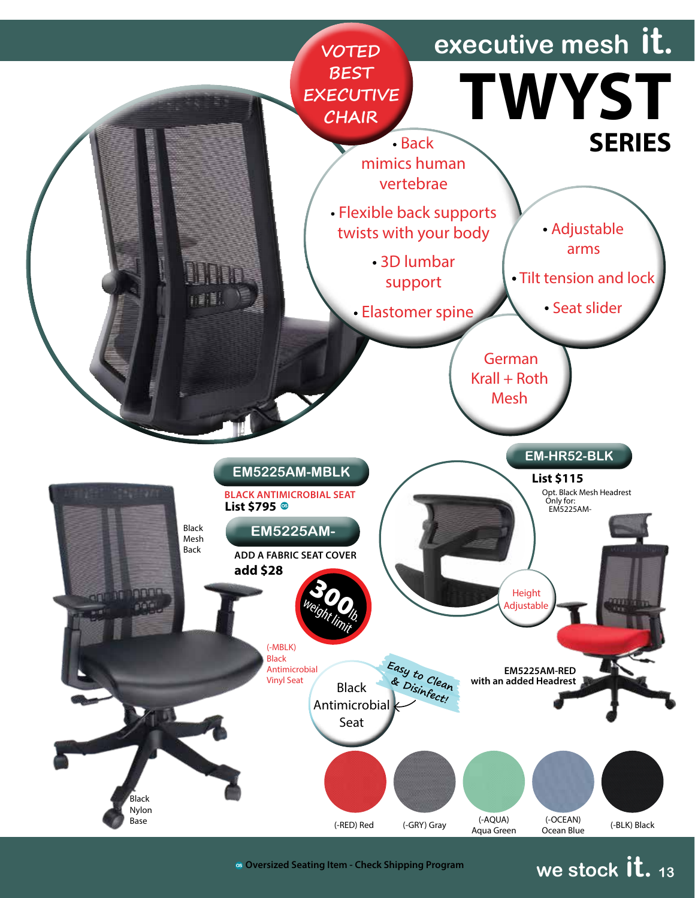executive mesh **it.**

# TWYST
## SERIES

VOTED BEST EXECUTIVE CHAIR

- Back mimics human vertebrae
- Flexible back supports twists with your body
- 3D lumbar support
- Elastomer spine

- Adjustable arms
- Tilt tension and lock
- Seat slider

German Krall + Roth Mesh

### EM5225AM-MBLK

**BLACK ANTIMICROBIAL SEAT**

**List $795** OS

### EM5225AM-

**ADD A FABRIC SEAT COVER**

**add $28**

300lb. weight limit

Black Mesh Back

(-MBLK) Black Antimicrobial Vinyl Seat

Black Antimicrobial Seat

Easy to Clean & Disinfect!

Black Nylon Base

### EM-HR52-BLK

**List $115**

Opt. Black Mesh Headrest Only for: EM5225AM-

Height Adjustable

**EM5225AM-RED with an added Headrest**

(-RED) Red | (-GRY) Gray | (-AQUA) Aqua Green | (-OCEAN) Ocean Blue | (-BLK) Black

OS **Oversized Seating Item - Check Shipping Program**

we stock **it.**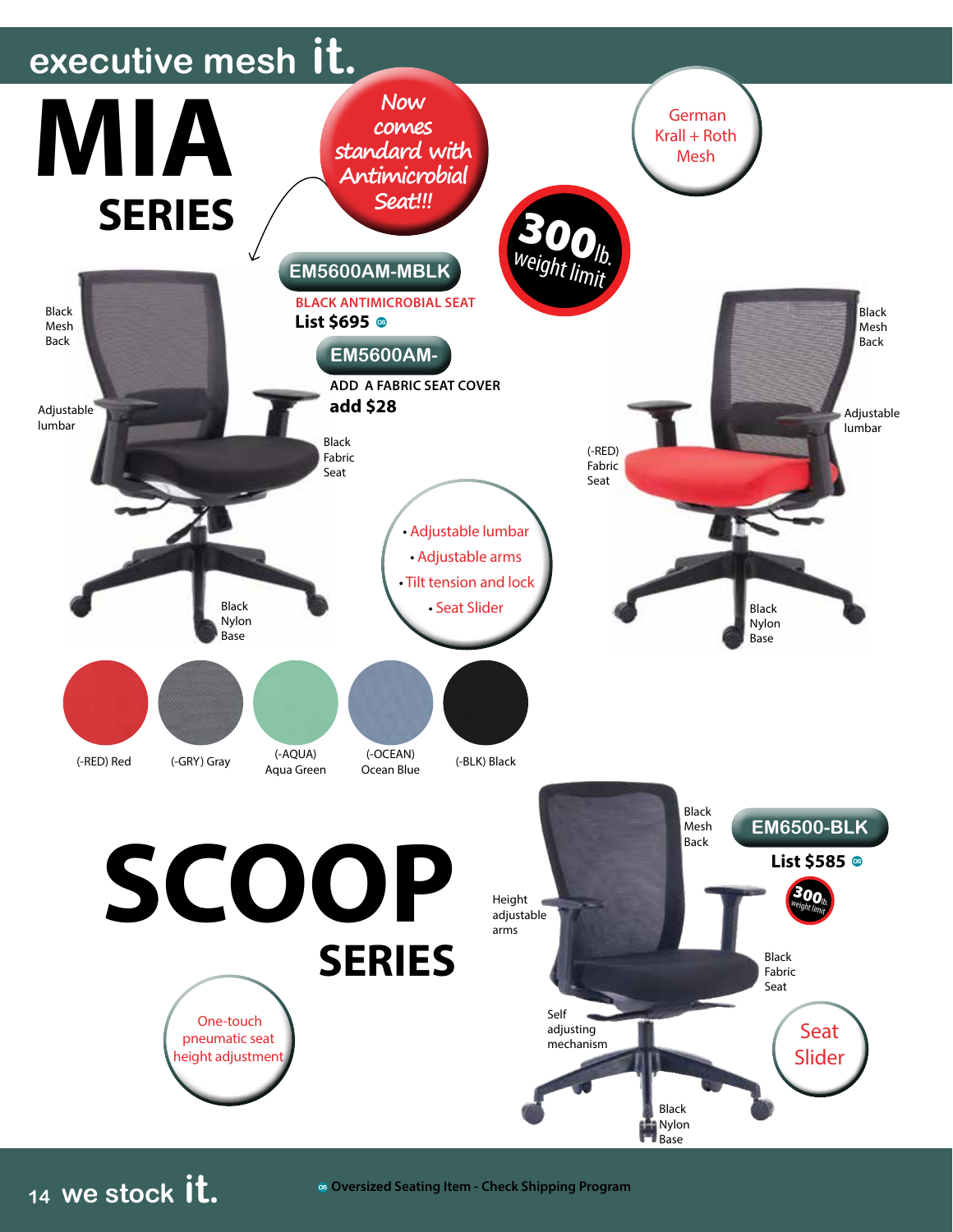# executive mesh it.

# MIA SERIES

Now comes standard with Antimicrobial Seat!!!

German Krall + Roth Mesh

300lb. weight limit

**EM5600AM-MBLK**

BLACK ANTIMICROBIAL SEAT

**List $695**

**EM5600AM-**

**ADD A FABRIC SEAT COVER**

**add $28**

Black Mesh Back

Adjustable lumbar

Black Fabric Seat

Black Nylon Base

- Adjustable lumbar
- Adjustable arms
- Tilt tension and lock
- Seat Slider

(-RED) Fabric Seat

Black Mesh Back

Adjustable lumbar

Black Nylon Base

(-RED) Red | (-GRY) Gray | (-AQUA) Aqua Green | (-OCEAN) Ocean Blue | (-BLK) Black

# SCOOP SERIES

**EM6500-BLK**

**List $585**

300lb. weight limit

Black Mesh Back

Height adjustable arms

Black Fabric Seat

Self adjusting mechanism

Black Nylon Base

Seat Slider

One-touch pneumatic seat height adjustment

we stock it.

Oversized Seating Item - Check Shipping Program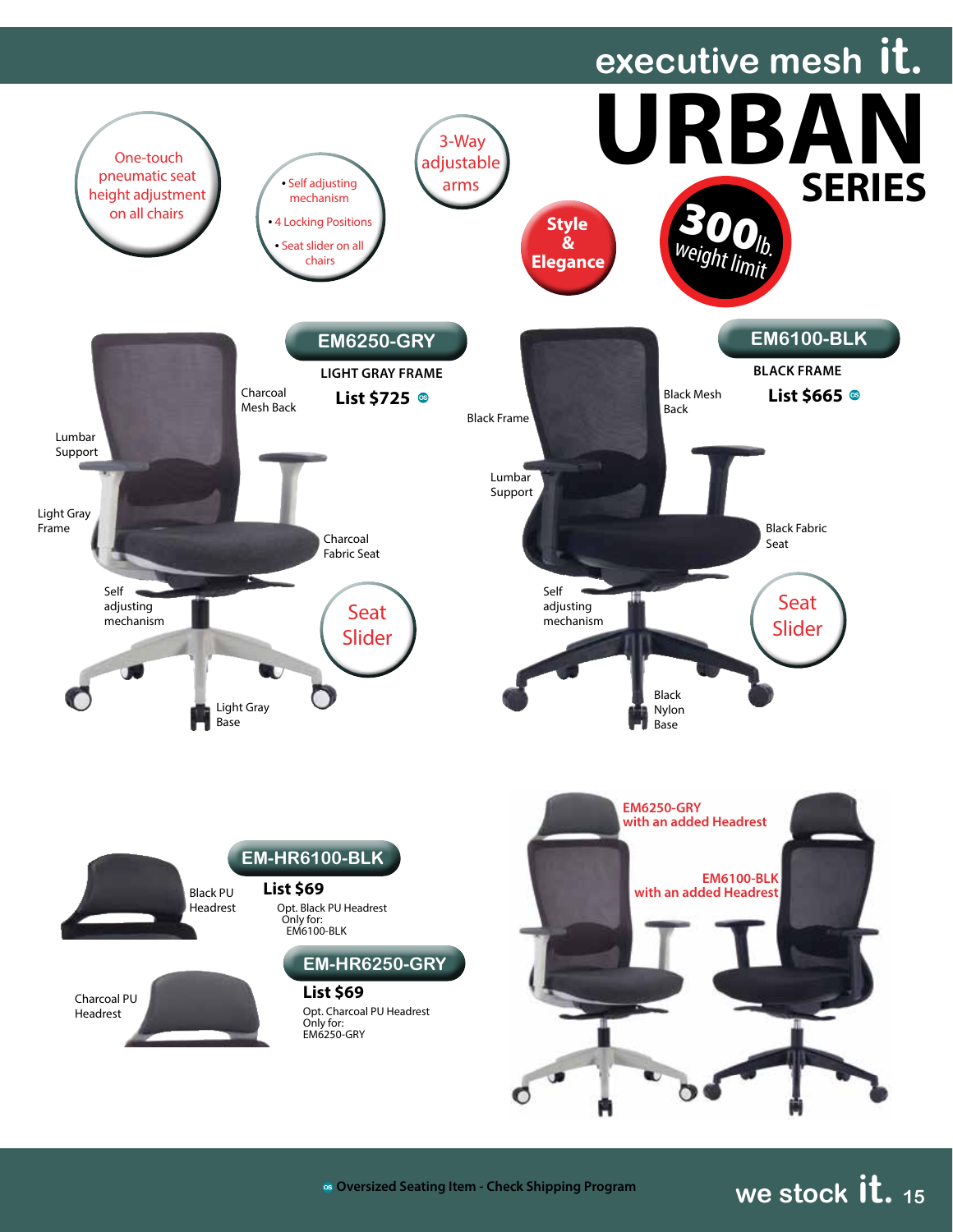# URBAN SERIES

executive mesh it.

One-touch pneumatic seat height adjustment on all chairs

- Self adjusting mechanism
- 4 Locking Positions
- Seat slider on all chairs

3-Way adjustable arms

Style & Elegance

300lb. weight limit

## EM6250-GRY

**LIGHT GRAY FRAME**

**List $725** OS

Charcoal Mesh Back

Lumbar Support

Light Gray Frame

Charcoal Fabric Seat

Self adjusting mechanism

Seat Slider

Light Gray Base

## EM6100-BLK

**BLACK FRAME**

**List $665** OS

Black Mesh Back

Black Frame

Lumbar Support

Black Fabric Seat

Self adjusting mechanism

Seat Slider

Black Nylon Base

## EM-HR6100-BLK

Black PU Headrest

**List $69**

Opt. Black PU Headrest
Only for:
EM6100-BLK

## EM-HR6250-GRY

Charcoal PU Headrest

**List $69**

Opt. Charcoal PU Headrest
Only for:
EM6250-GRY

EM6250-GRY with an added Headrest

EM6100-BLK with an added Headrest

OS **Oversized Seating Item - Check Shipping Program**

we stock it.